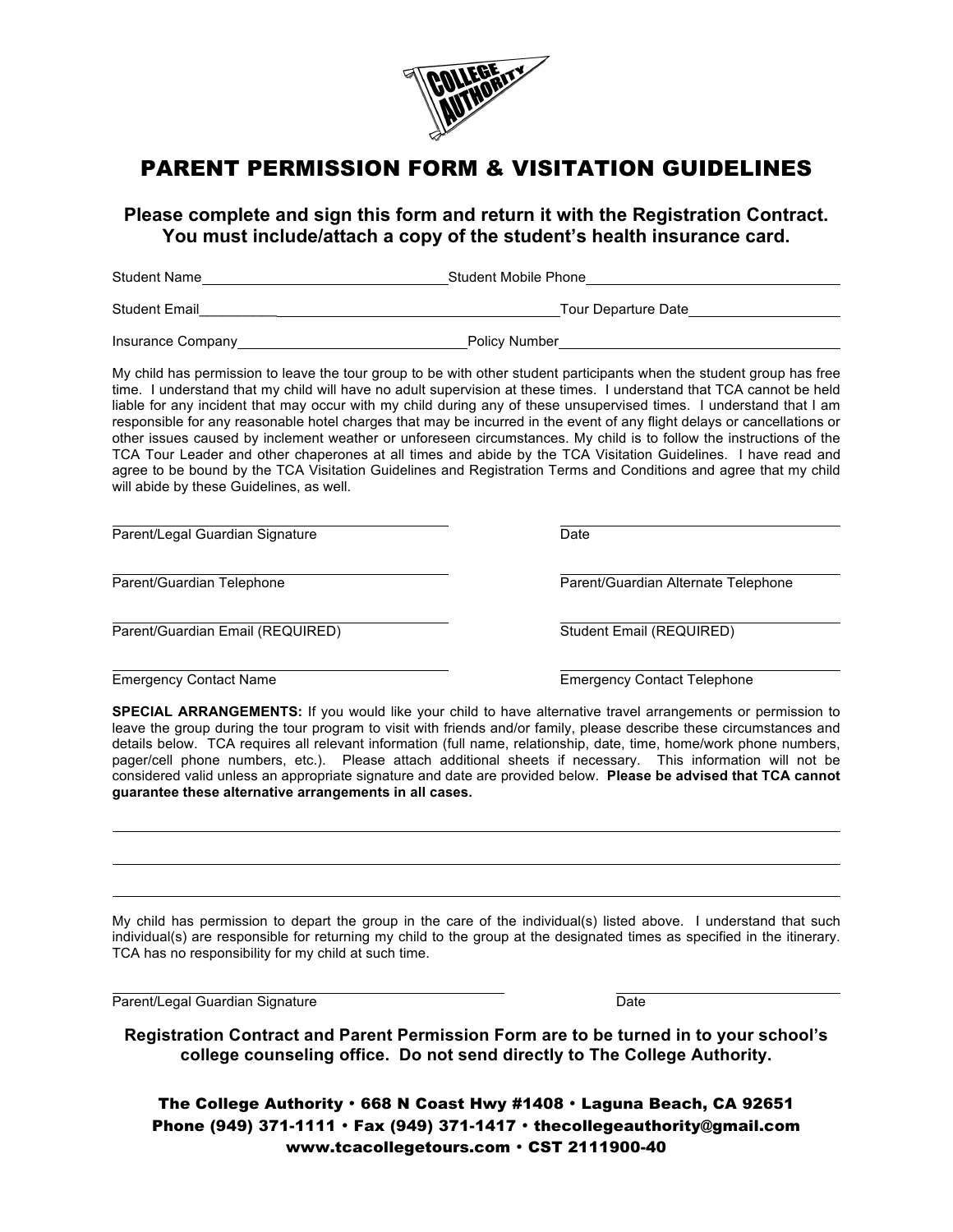# PARENT PERMISSION FORM & VISITATION GUIDELINES

**Please complete and sign this form and return it with the Registration Contract.
You must include/attach a copy of the student's health insurance card.**

Student Name________________________________ Student Mobile Phone________________________________

Student Email________________________________________________ Tour Departure Date____________________

Insurance Company______________________________ Policy Number________________________________________

My child has permission to leave the tour group to be with other student participants when the student group has free time. I understand that my child will have no adult supervision at these times. I understand that TCA cannot be held liable for any incident that may occur with my child during any of these unsupervised times. I understand that I am responsible for any reasonable hotel charges that may be incurred in the event of any flight delays or cancellations or other issues caused by inclement weather or unforeseen circumstances. My child is to follow the instructions of the TCA Tour Leader and other chaperones at all times and abide by the TCA Visitation Guidelines. I have read and agree to be bound by the TCA Visitation Guidelines and Registration Terms and Conditions and agree that my child will abide by these Guidelines, as well.

______________________________________ ______________________________________
Parent/Legal Guardian Signature Date

______________________________________ ______________________________________
Parent/Guardian Telephone Parent/Guardian Alternate Telephone

______________________________________ ______________________________________
Parent/Guardian Email (REQUIRED) Student Email (REQUIRED)

______________________________________ ______________________________________
Emergency Contact Name Emergency Contact Telephone

**SPECIAL ARRANGEMENTS:** If you would like your child to have alternative travel arrangements or permission to leave the group during the tour program to visit with friends and/or family, please describe these circumstances and details below. TCA requires all relevant information (full name, relationship, date, time, home/work phone numbers, pager/cell phone numbers, etc.). Please attach additional sheets if necessary. This information will not be considered valid unless an appropriate signature and date are provided below. **Please be advised that TCA cannot guarantee these alternative arrangements in all cases.**

________________________________________________________________________________

________________________________________________________________________________

________________________________________________________________________________

My child has permission to depart the group in the care of the individual(s) listed above. I understand that such individual(s) are responsible for returning my child to the group at the designated times as specified in the itinerary. TCA has no responsibility for my child at such time.

______________________________________ ______________________________________
Parent/Legal Guardian Signature Date

**Registration Contract and Parent Permission Form are to be turned in to your school's college counseling office. Do not send directly to The College Authority.**

**The College Authority • 668 N Coast Hwy #1408 • Laguna Beach, CA 92651**
**Phone (949) 371-1111 • Fax (949) 371-1417 • thecollegeauthority@gmail.com**
**www.tcacollegetours.com • CST 2111900-40**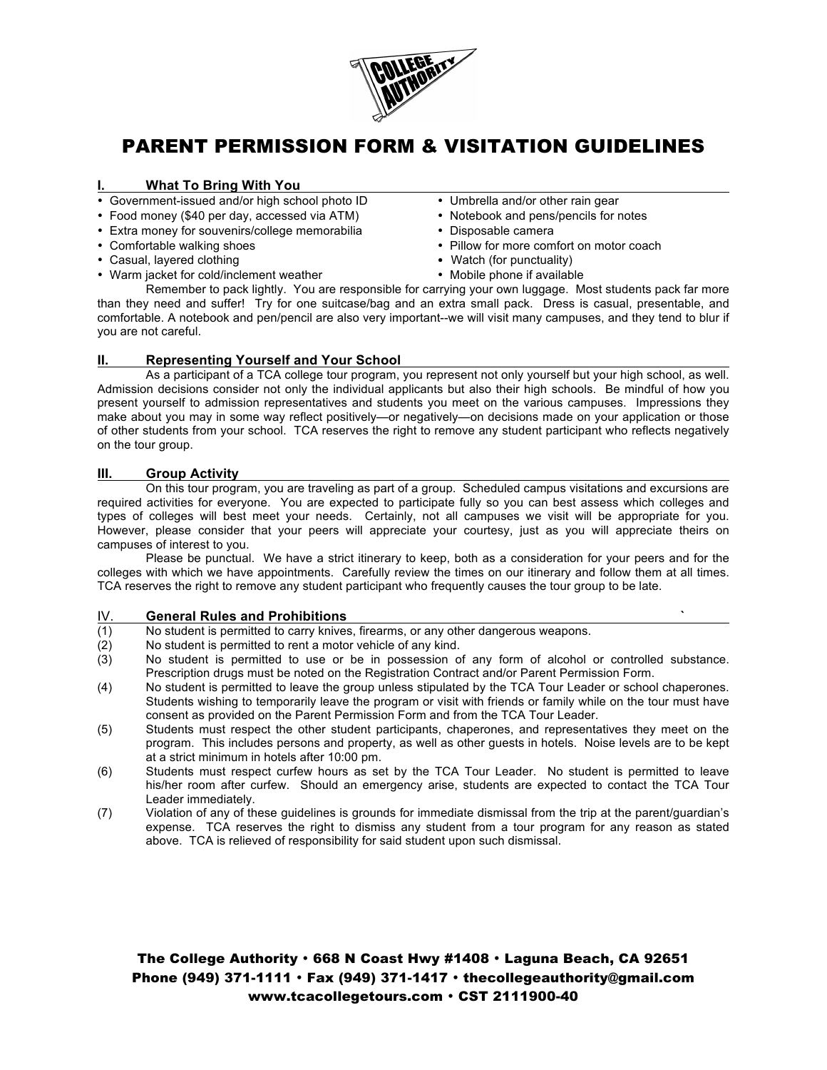# PARENT PERMISSION FORM & VISITATION GUIDELINES

## I. What To Bring With You

- Government-issued and/or high school photo ID
- Food money ($40 per day, accessed via ATM)
- Extra money for souvenirs/college memorabilia
- Comfortable walking shoes
- Casual, layered clothing
- Warm jacket for cold/inclement weather
- Umbrella and/or other rain gear
- Notebook and pens/pencils for notes
- Disposable camera
- Pillow for more comfort on motor coach
- Watch (for punctuality)
- Mobile phone if available

Remember to pack lightly. You are responsible for carrying your own luggage. Most students pack far more than they need and suffer! Try for one suitcase/bag and an extra small pack. Dress is casual, presentable, and comfortable. A notebook and pen/pencil are also very important--we will visit many campuses, and they tend to blur if you are not careful.

## II. Representing Yourself and Your School

As a participant of a TCA college tour program, you represent not only yourself but your high school, as well. Admission decisions consider not only the individual applicants but also their high schools. Be mindful of how you present yourself to admission representatives and students you meet on the various campuses. Impressions they make about you may in some way reflect positively—or negatively—on decisions made on your application or those of other students from your school. TCA reserves the right to remove any student participant who reflects negatively on the tour group.

## III. Group Activity

On this tour program, you are traveling as part of a group. Scheduled campus visitations and excursions are required activities for everyone. You are expected to participate fully so you can best assess which colleges and types of colleges will best meet your needs. Certainly, not all campuses we visit will be appropriate for you. However, please consider that your peers will appreciate your courtesy, just as you will appreciate theirs on campuses of interest to you.

Please be punctual. We have a strict itinerary to keep, both as a consideration for your peers and for the colleges with which we have appointments. Carefully review the times on our itinerary and follow them at all times. TCA reserves the right to remove any student participant who frequently causes the tour group to be late.

## IV. General Rules and Prohibitions

(1) No student is permitted to carry knives, firearms, or any other dangerous weapons.

(2) No student is permitted to rent a motor vehicle of any kind.

(3) No student is permitted to use or be in possession of any form of alcohol or controlled substance. Prescription drugs must be noted on the Registration Contract and/or Parent Permission Form.

(4) No student is permitted to leave the group unless stipulated by the TCA Tour Leader or school chaperones. Students wishing to temporarily leave the program or visit with friends or family while on the tour must have consent as provided on the Parent Permission Form and from the TCA Tour Leader.

(5) Students must respect the other student participants, chaperones, and representatives they meet on the program. This includes persons and property, as well as other guests in hotels. Noise levels are to be kept at a strict minimum in hotels after 10:00 pm.

(6) Students must respect curfew hours as set by the TCA Tour Leader. No student is permitted to leave his/her room after curfew. Should an emergency arise, students are expected to contact the TCA Tour Leader immediately.

(7) Violation of any of these guidelines is grounds for immediate dismissal from the trip at the parent/guardian's expense. TCA reserves the right to dismiss any student from a tour program for any reason as stated above. TCA is relieved of responsibility for said student upon such dismissal.

**The College Authority • 668 N Coast Hwy #1408 • Laguna Beach, CA 92651**
**Phone (949) 371-1111 • Fax (949) 371-1417 • thecollegeauthority@gmail.com**
**www.tcacollegetours.com • CST 2111900-40**